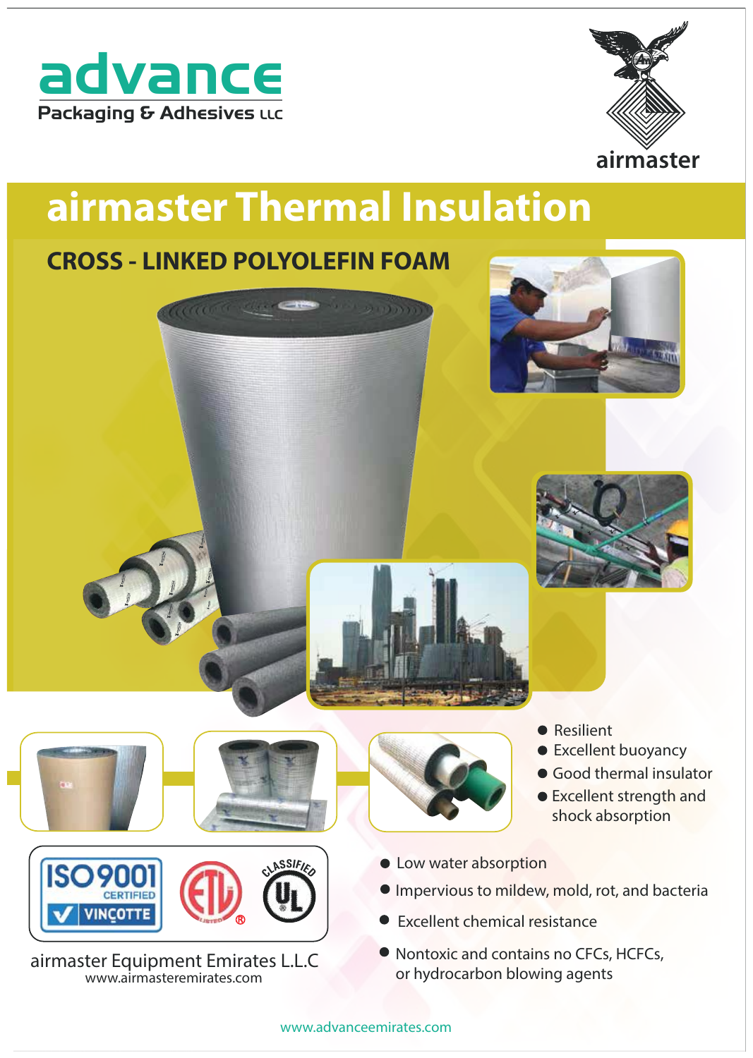advance

Packaging & Adhesives LLC

airmaster

# airmaster Thermal Insulation

## CROSS - LINKED POLYOLEFIN FOAM

- Resilient
- Excellent buoyancy
- Good thermal insulator
- Excellent strength and shock absorption
- Low water absorption
- Impervious to mildew, mold, rot, and bacteria
- Excellent chemical resistance
- Nontoxic and contains no CFCs, HCFCs, or hydrocarbon blowing agents

ISO 9001 CERTIFIED VINÇOTTE

airmaster Equipment Emirates L.L.C
www.airmasteremirates.com

www.advanceemirates.com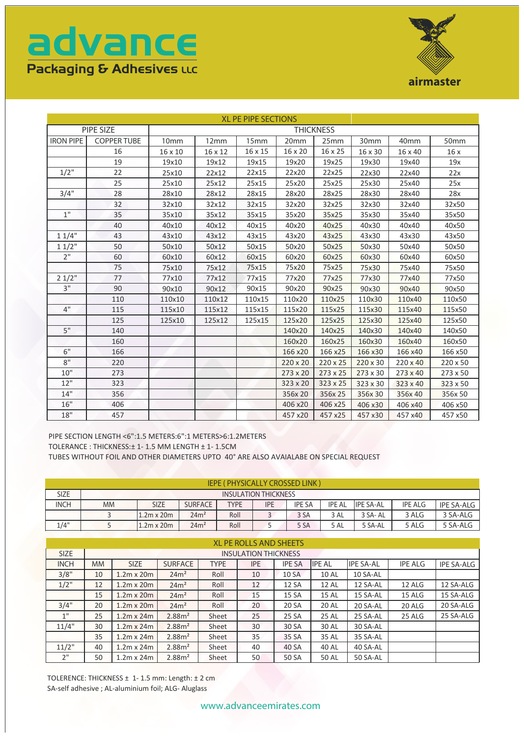advance

Packaging & Adhesives LLC

airmaster

## XL PE PIPE SECTIONS

| PIPE SIZE | | THICKNESS | | | | | | | |
|---|---|---|---|---|---|---|---|---|---|
| IRON PIPE | COPPER TUBE | 10mm | 12mm | 15mm | 20mm | 25mm | 30mm | 40mm | 50mm |
| | 16 | 16 x 10 | 16 x 12 | 16 x 15 | 16 x 20 | 16 x 25 | 16 x 30 | 16 x 40 | 16 x |
| | 19 | 19x10 | 19x12 | 19x15 | 19x20 | 19x25 | 19x30 | 19x40 | 19x |
| 1/2" | 22 | 25x10 | 22x12 | 22x15 | 22x20 | 22x25 | 22x30 | 22x40 | 22x |
| | 25 | 25x10 | 25x12 | 25x15 | 25x20 | 25x25 | 25x30 | 25x40 | 25x |
| 3/4" | 28 | 28x10 | 28x12 | 28x15 | 28x20 | 28x25 | 28x30 | 28x40 | 28x |
| | 32 | 32x10 | 32x12 | 32x15 | 32x20 | 32x25 | 32x30 | 32x40 | 32x50 |
| 1" | 35 | 35x10 | 35x12 | 35x15 | 35x20 | 35x25 | 35x30 | 35x40 | 35x50 |
| | 40 | 40x10 | 40x12 | 40x15 | 40x20 | 40x25 | 40x30 | 40x40 | 40x50 |
| 1 1/4" | 43 | 43x10 | 43x12 | 43x15 | 43x20 | 43x25 | 43x30 | 43x40 | 43x50 |
| 1 1/2" | 50 | 50x10 | 50x12 | 50x15 | 50x20 | 50x25 | 50x30 | 50x40 | 50x50 |
| 2" | 60 | 60x10 | 60x12 | 60x15 | 60x20 | 60x25 | 60x30 | 60x40 | 60x50 |
| | 75 | 75x10 | 75x12 | 75x15 | 75x20 | 75x25 | 75x30 | 75x40 | 75x50 |
| 2 1/2" | 77 | 77x10 | 77x12 | 77x15 | 77x20 | 77x25 | 77x30 | 77x40 | 77x50 |
| 3" | 90 | 90x10 | 90x12 | 90x15 | 90x20 | 90x25 | 90x30 | 90x40 | 90x50 |
| | 110 | 110x10 | 110x12 | 110x15 | 110x20 | 110x25 | 110x30 | 110x40 | 110x50 |
| 4" | 115 | 115x10 | 115x12 | 115x15 | 115x20 | 115x25 | 115x30 | 115x40 | 115x50 |
| | 125 | 125x10 | 125x12 | 125x15 | 125x20 | 125x25 | 125x30 | 125x40 | 125x50 |
| 5" | 140 | | | | 140x20 | 140x25 | 140x30 | 140x40 | 140x50 |
| | 160 | | | | 160x20 | 160x25 | 160x30 | 160x40 | 160x50 |
| 6" | 166 | | | | 166 x20 | 166 x25 | 166 x30 | 166 x40 | 166 x50 |
| 8" | 220 | | | | 220 x 20 | 220 x 25 | 220 x 30 | 220 x 40 | 220 x 50 |
| 10" | 273 | | | | 273 x 20 | 273 x 25 | 273 x 30 | 273 x 40 | 273 x 50 |
| 12" | 323 | | | | 323 x 20 | 323 x 25 | 323 x 30 | 323 x 40 | 323 x 50 |
| 14" | 356 | | | | 356x 20 | 356x 25 | 356x 30 | 356x 40 | 356x 50 |
| 16" | 406 | | | | 406 x20 | 406 x25 | 406 x30 | 406 x40 | 406 x50 |
| 18" | 457 | | | | 457 x20 | 457 x25 | 457 x30 | 457 x40 | 457 x50 |

PIPE SECTION LENGTH <6":1.5 METERS:6":1 METERS>6:1.2METERS

TOLERANCE : THICKNESS:± 1- 1.5 MM LENGTH ± 1- 1.5CM

TUBES WITHOUT FOIL AND OTHER DIAMETERS UPTO 40° ARE ALSO AVAIALABE ON SPECIAL REQUEST

## IEPE ( PHYSICALLY CROSSED LINK )

| SIZE | INSULATION THICKNESS | | | | | | | | | |
|---|---|---|---|---|---|---|---|---|---|---|
| INCH | MM | SIZE | SURFACE | TYPE | IPE | IPE SA | IPE AL | IPE SA-AL | IPE ALG | IPE SA-ALG |
| | 3 | 1.2m x 20m | 24m² | Roll | 3 | 3 SA | 3 AL | 3 SA- AL | 3 ALG | 3 SA-ALG |
| 1/4" | 5 | 1.2m x 20m | 24m² | Roll | 5 | 5 SA | 5 AL | 5 SA-AL | 5 ALG | 5 SA-ALG |

## XL PE ROLLS AND SHEETS

| SIZE | INSULATION THICKNESS | | | | | | | | | |
|---|---|---|---|---|---|---|---|---|---|---|
| INCH | MM | SIZE | SURFACE | TYPE | IPE | IPE SA | IPE AL | IPE SA-AL | IPE ALG | IPE SA-ALG |
| 3/8" | 10 | 1.2m x 20m | 24m² | Roll | 10 | 10 SA | 10 AL | 10 SA-AL | | |
| 1/2" | 12 | 1.2m x 20m | 24m² | Roll | 12 | 12 SA | 12 AL | 12 SA-AL | 12 ALG | 12 SA-ALG |
| | 15 | 1.2m x 20m | 24m² | Roll | 15 | 15 SA | 15 AL | 15 SA-AL | 15 ALG | 15 SA-ALG |
| 3/4" | 20 | 1.2m x 20m | 24m² | Roll | 20 | 20 SA | 20 AL | 20 SA-AL | 20 ALG | 20 SA-ALG |
| 1" | 25 | 1.2m x 24m | 2.88m² | Sheet | 25 | 25 SA | 25 AL | 25 SA-AL | 25 ALG | 25 SA-ALG |
| 11/4" | 30 | 1.2m x 24m | 2.88m² | Sheet | 30 | 30 SA | 30 AL | 30 SA-AL | | |
| | 35 | 1.2m x 24m | 2.88m² | Sheet | 35 | 35 SA | 35 AL | 35 SA-AL | | |
| 11/2" | 40 | 1.2m x 24m | 2.88m² | Sheet | 40 | 40 SA | 40 AL | 40 SA-AL | | |
| 2" | 50 | 1.2m x 24m | 2.88m² | Sheet | 50 | 50 SA | 50 AL | 50 SA-AL | | |

TOLERENCE: THICKNESS ± 1- 1.5 mm: Length: ± 2 cm

SA-self adhesive ; AL-aluminium foil; ALG- Auglass

www.advanceemirates.com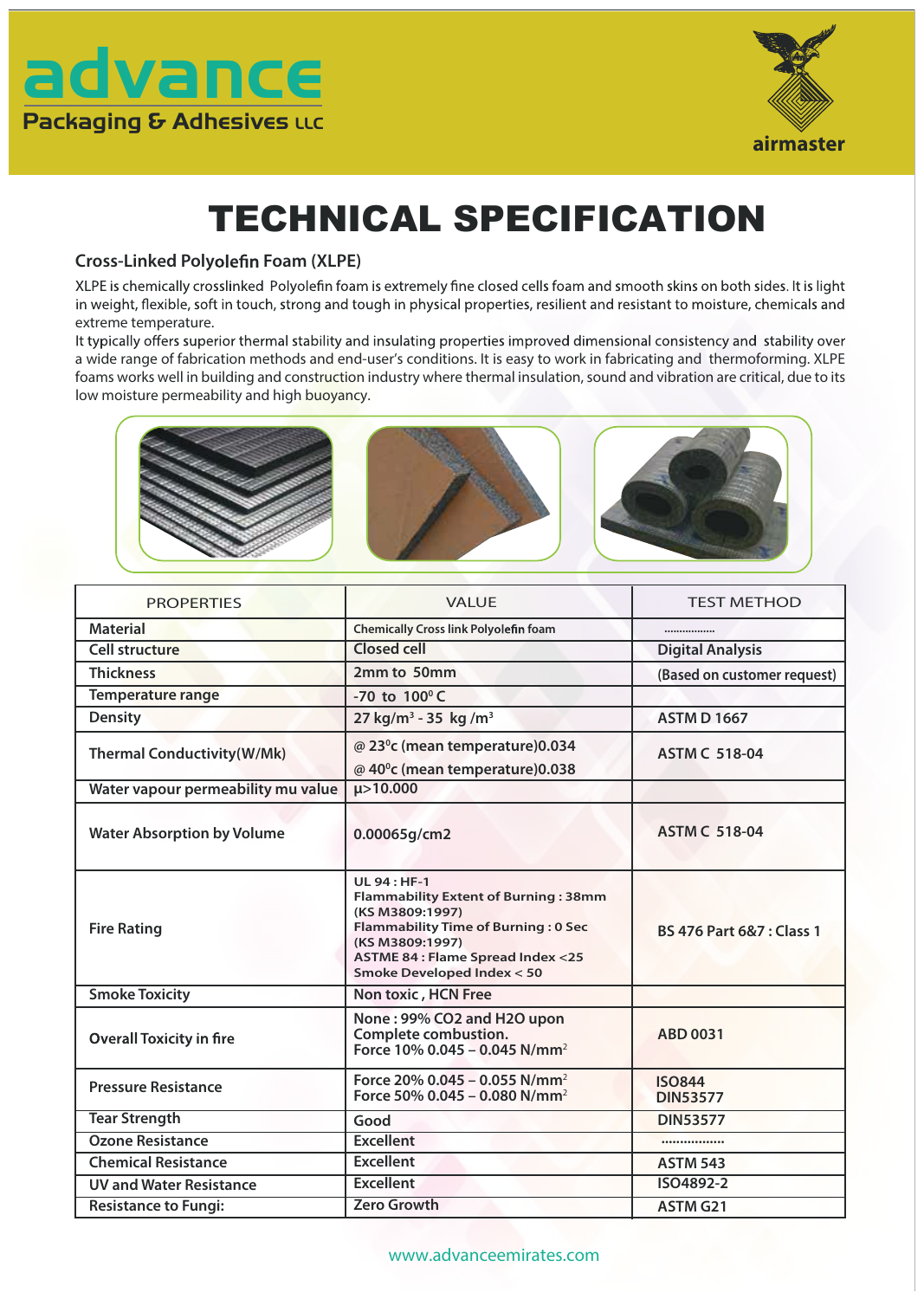advance

Packaging & Adhesives LLC

airmaster

# TECHNICAL SPECIFICATION

## Cross-Linked Polyolefin Foam (XLPE)

XLPE is chemically crosslinked Polyolefin foam is extremely fine closed cells foam and smooth skins on both sides. It is light in weight, flexible, soft in touch, strong and tough in physical properties, resilient and resistant to moisture, chemicals and extreme temperature.

It typically offers superior thermal stability and insulating properties improved dimensional consistency and stability over a wide range of fabrication methods and end-user's conditions. It is easy to work in fabricating and thermoforming. XLPE foams works well in building and construction industry where thermal insulation, sound and vibration are critical, due to its low moisture permeability and high buoyancy.

| PROPERTIES | VALUE | TEST METHOD |
|---|---|---|
| Material | Chemically Cross link Polyolefin foam | ................ |
| Cell structure | Closed cell | Digital Analysis |
| Thickness | 2mm to 50mm | (Based on customer request) |
| Temperature range | -70 to 100⁰ C | |
| Density | 27 kg/m³ - 35 kg /m³ | ASTM D 1667 |
| Thermal Conductivity(W/Mk) | @ 23⁰c (mean temperature)0.034<br>@ 40⁰c (mean temperature)0.038 | ASTM C 518-04 |
| Water vapour permeability mu value | µ>10.000 | |
| Water Absorption by Volume | 0.00065g/cm2 | ASTM C 518-04 |
| Fire Rating | UL 94 : HF-1<br>Flammability Extent of Burning : 38mm (KS M3809:1997)<br>Flammability Time of Burning : 0 Sec (KS M3809:1997)<br>ASTME 84 : Flame Spread Index <25<br>Smoke Developed Index < 50 | BS 476 Part 6&7 : Class 1 |
| Smoke Toxicity | Non toxic , HCN Free | |
| Overall Toxicity in fire | None : 99% CO2 and H2O upon Complete combustion.<br>Force 10% 0.045 – 0.045 N/mm² | ABD 0031 |
| Pressure Resistance | Force 20% 0.045 – 0.055 N/mm²<br>Force 50% 0.045 – 0.080 N/mm² | ISO844<br>DIN53577 |
| Tear Strength | Good | DIN53577 |
| Ozone Resistance | Excellent | ................ |
| Chemical Resistance | Excellent | ASTM 543 |
| UV and Water Resistance | Excellent | ISO4892-2 |
| Resistance to Fungi: | Zero Growth | ASTM G21 |

www.advanceemirates.com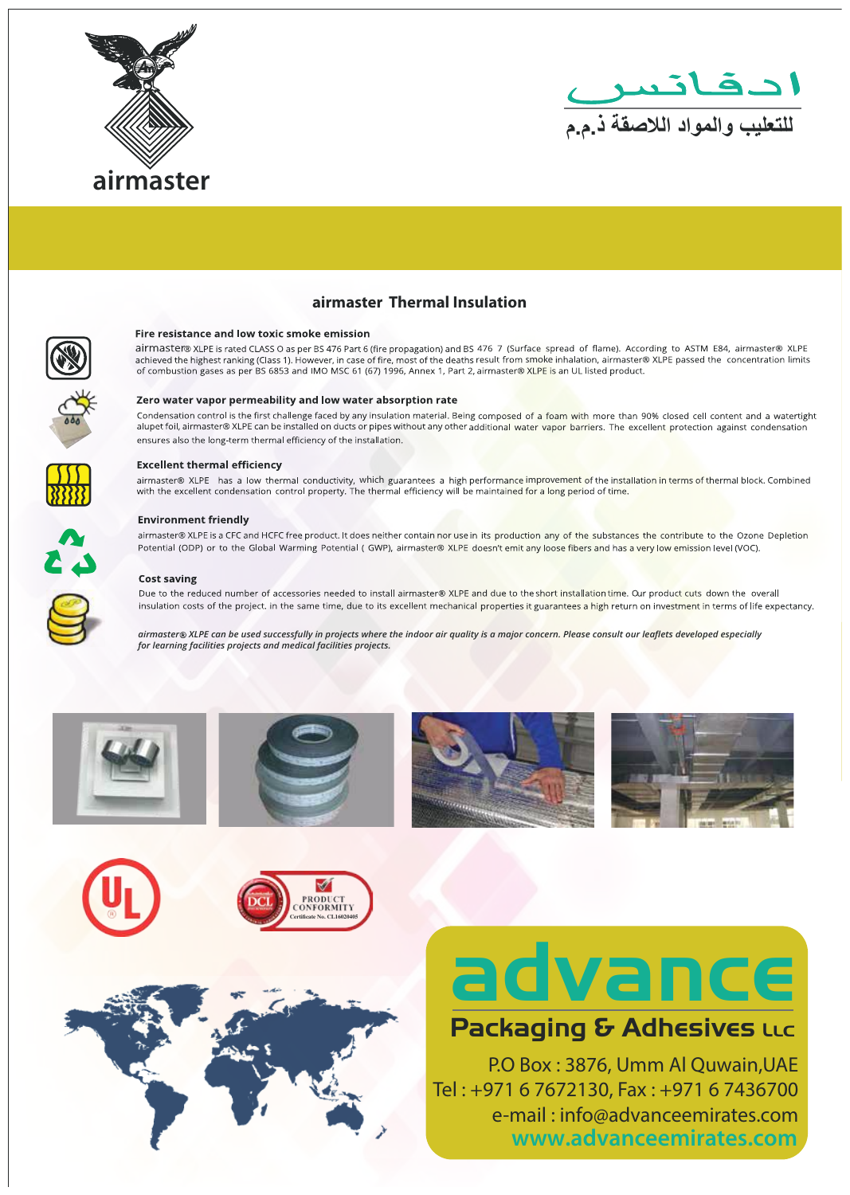airmaster

ادفانس
للتغليف والمواد اللاصقة ذ.م.م

## airmaster Thermal Insulation

### Fire resistance and low toxic smoke emission

airmaster® XLPE is rated CLASS O as per BS 476 Part 6 (fire propagation) and BS 476 7 (Surface spread of flame). According to ASTM E84, airmaster® XLPE achieved the highest ranking (Class 1). However, in case of fire, most of the deaths result from smoke inhalation, airmaster® XLPE passed the concentration limits of combustion gases as per BS 6853 and IMO MSC 61 (67) 1996, Annex 1, Part 2, airmaster® XLPE is an UL listed product.

### Zero water vapor permeability and low water absorption rate

Condensation control is the first challenge faced by any insulation material. Being composed of a foam with more than 90% closed cell content and a watertight alupet foil, airmaster® XLPE can be installed on ducts or pipes without any other additional water vapor barriers. The excellent protection against condensation ensures also the long-term thermal efficiency of the installation.

### Excellent thermal efficiency

airmaster® XLPE has a low thermal conductivity, which guarantees a high performance improvement of the installation in terms of thermal block. Combined with the excellent condensation control property. The thermal efficiency will be maintained for a long period of time.

### Environment friendly

airmaster® XLPE is a CFC and HCFC free product. It does neither contain nor use in its production any of the substances the contribute to the Ozone Depletion Potential (ODP) or to the Global Warming Potential ( GWP), airmaster® XLPE doesn't emit any loose fibers and has a very low emission level (VOC).

### Cost saving

Due to the reduced number of accessories needed to install airmaster® XLPE and due to the short installation time. Our product cuts down the overall insulation costs of the project. in the same time, due to its excellent mechanical properties it guarantees a high return on investment in terms of life expectancy.

*airmaster® XLPE can be used successfully in projects where the indoor air quality is a major concern. Please consult our leaflets developed especially for learning facilities projects and medical facilities projects.*

UL

DCL PRODUCT CONFORMITY Certificate No. CL16020405

**advance**

**Packaging & Adhesives LLC**

P.O Box : 3876, Umm Al Quwain,UAE
Tel : +971 6 7672130, Fax : +971 6 7436700
e-mail : info@advanceemirates.com
www.advanceemirates.com